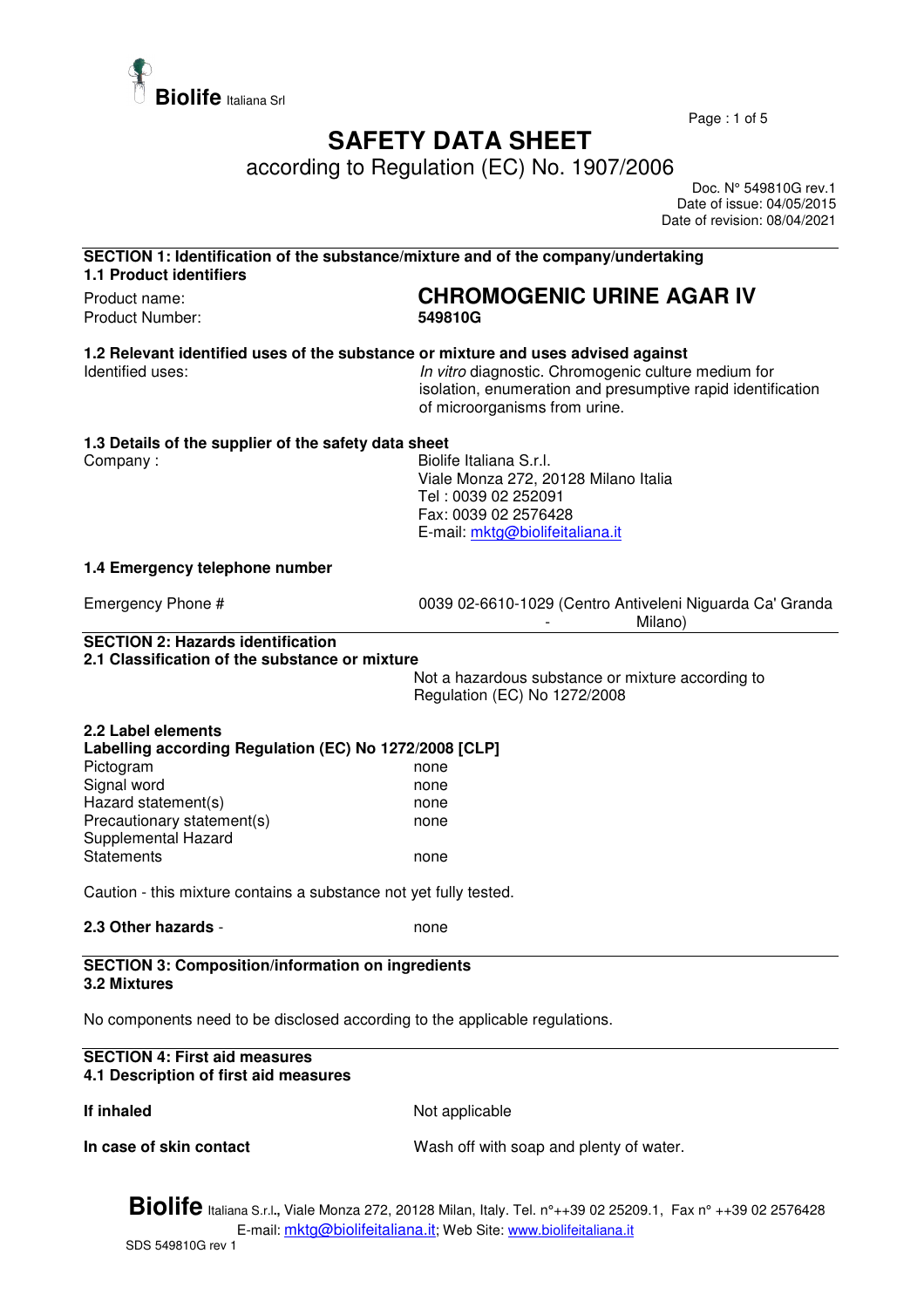# SAFETY DATA SHEET

according to Regulation (EC) No. 1907/2006

Doc. N° 549810G rev.1
Date of issue: 04/05/2015
Date of revision: 08/04/2021

## SECTION 1: Identification of the substance/mixture and of the company/undertaking

### 1.1 Product identifiers

| | |
|---|---|
| Product name: | **CHROMOGENIC URINE AGAR IV** |
| Product Number: | **549810G** |

### 1.2 Relevant identified uses of the substance or mixture and uses advised against

| | |
|---|---|
| Identified uses: | *In vitro* diagnostic. Chromogenic culture medium for isolation, enumeration and presumptive rapid identification of microorganisms from urine. |

### 1.3 Details of the supplier of the safety data sheet

| | |
|---|---|
| Company : | Biolife Italiana S.r.l.<br>Viale Monza 272, 20128 Milano Italia<br>Tel : 0039 02 252091<br>Fax: 0039 02 2576428<br>E-mail: mktg@biolifeitaliana.it |

### 1.4 Emergency telephone number

| | |
|---|---|
| Emergency Phone # | 0039 02-6610-1029 (Centro Antiveleni Niguarda Ca' Granda - Milano) |

## SECTION 2: Hazards identification

### 2.1 Classification of the substance or mixture

Not a hazardous substance or mixture according to Regulation (EC) No 1272/2008

### 2.2 Label elements

**Labelling according Regulation (EC) No 1272/2008 [CLP]**

| | |
|---|---|
| Pictogram | none |
| Signal word | none |
| Hazard statement(s) | none |
| Precautionary statement(s) | none |
| Supplemental Hazard Statements | none |

Caution - this mixture contains a substance not yet fully tested.

**2.3 Other hazards** - none

## SECTION 3: Composition/information on ingredients

### 3.2 Mixtures

No components need to be disclosed according to the applicable regulations.

## SECTION 4: First aid measures

### 4.1 Description of first aid measures

| | |
|---|---|
| **If inhaled** | Not applicable |
| **In case of skin contact** | Wash off with soap and plenty of water. |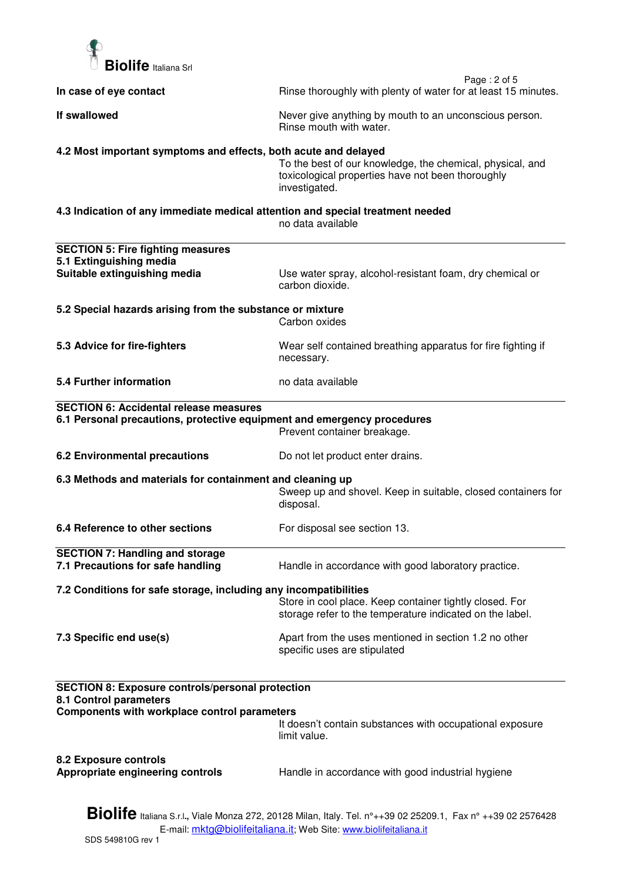**In case of eye contact** Rinse thoroughly with plenty of water for at least 15 minutes.

**If swallowed** Never give anything by mouth to an unconscious person. Rinse mouth with water.

**4.2 Most important symptoms and effects, both acute and delayed**

To the best of our knowledge, the chemical, physical, and toxicological properties have not been thoroughly investigated.

**4.3 Indication of any immediate medical attention and special treatment needed**

no data available

## SECTION 5: Fire fighting measures

**5.1 Extinguishing media**

**Suitable extinguishing media** Use water spray, alcohol-resistant foam, dry chemical or carbon dioxide.

**5.2 Special hazards arising from the substance or mixture**

Carbon oxides

**5.3 Advice for fire-fighters** Wear self contained breathing apparatus for fire fighting if necessary.

**5.4 Further information** no data available

## SECTION 6: Accidental release measures

**6.1 Personal precautions, protective equipment and emergency procedures**

Prevent container breakage.

**6.2 Environmental precautions** Do not let product enter drains.

**6.3 Methods and materials for containment and cleaning up**

Sweep up and shovel. Keep in suitable, closed containers for disposal.

**6.4 Reference to other sections** For disposal see section 13.

## SECTION 7: Handling and storage

**7.1 Precautions for safe handling** Handle in accordance with good laboratory practice.

**7.2 Conditions for safe storage, including any incompatibilities**

Store in cool place. Keep container tightly closed. For storage refer to the temperature indicated on the label.

**7.3 Specific end use(s)** Apart from the uses mentioned in section 1.2 no other specific uses are stipulated

## SECTION 8: Exposure controls/personal protection

**8.1 Control parameters**

**Components with workplace control parameters**

It doesn't contain substances with occupational exposure limit value.

**8.2 Exposure controls**

**Appropriate engineering controls** Handle in accordance with good industrial hygiene

**Biolife** Italiana S.r.l., Viale Monza 272, 20128 Milan, Italy. Tel. n°++39 02 25209.1, Fax n° ++39 02 2576428
E-mail: mktg@biolifeitaliana.it; Web Site: www.biolifeitaliana.it
SDS 549810G rev 1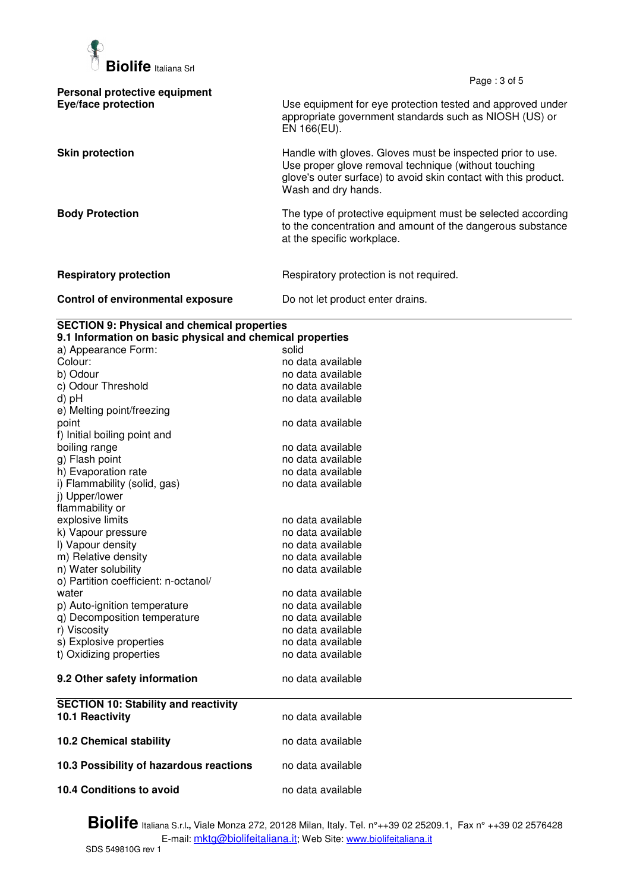**Personal protective equipment**

| | |
|---|---|
| **Eye/face protection** | Use equipment for eye protection tested and approved under appropriate government standards such as NIOSH (US) or EN 166(EU). |
| **Skin protection** | Handle with gloves. Gloves must be inspected prior to use. Use proper glove removal technique (without touching glove's outer surface) to avoid skin contact with this product. Wash and dry hands. |
| **Body Protection** | The type of protective equipment must be selected according to the concentration and amount of the dangerous substance at the specific workplace. |
| **Respiratory protection** | Respiratory protection is not required. |
| **Control of environmental exposure** | Do not let product enter drains. |

## SECTION 9: Physical and chemical properties

### 9.1 Information on basic physical and chemical properties

| | |
|---|---|
| a) Appearance Form: | solid |
| Colour: | no data available |
| b) Odour | no data available |
| c) Odour Threshold | no data available |
| d) pH | no data available |
| e) Melting point/freezing point | no data available |
| f) Initial boiling point and boiling range | no data available |
| g) Flash point | no data available |
| h) Evaporation rate | no data available |
| i) Flammability (solid, gas) | no data available |
| j) Upper/lower flammability or explosive limits | no data available |
| k) Vapour pressure | no data available |
| l) Vapour density | no data available |
| m) Relative density | no data available |
| n) Water solubility | no data available |
| o) Partition coefficient: n-octanol/ water | no data available |
| p) Auto-ignition temperature | no data available |
| q) Decomposition temperature | no data available |
| r) Viscosity | no data available |
| s) Explosive properties | no data available |
| t) Oxidizing properties | no data available |

**9.2 Other safety information** — no data available

## SECTION 10: Stability and reactivity

| | |
|---|---|
| **10.1 Reactivity** | no data available |
| **10.2 Chemical stability** | no data available |
| **10.3 Possibility of hazardous reactions** | no data available |
| **10.4 Conditions to avoid** | no data available |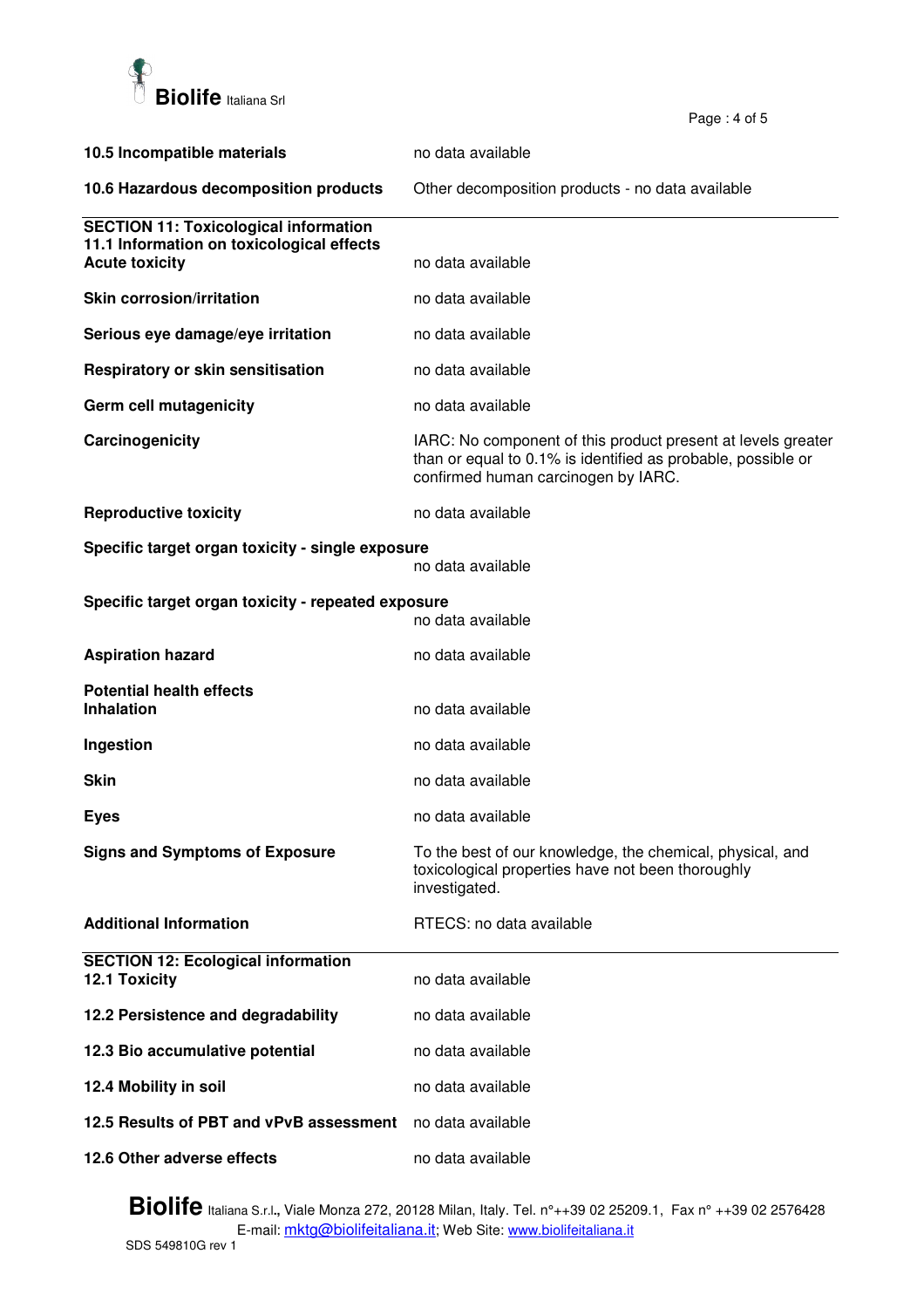**10.5 Incompatible materials** no data available

**10.6 Hazardous decomposition products** Other decomposition products - no data available

## SECTION 11: Toxicological information

### 11.1 Information on toxicological effects

**Acute toxicity** no data available

**Skin corrosion/irritation** no data available

**Serious eye damage/eye irritation** no data available

**Respiratory or skin sensitisation** no data available

**Germ cell mutagenicity** no data available

**Carcinogenicity** IARC: No component of this product present at levels greater than or equal to 0.1% is identified as probable, possible or confirmed human carcinogen by IARC.

**Reproductive toxicity** no data available

**Specific target organ toxicity - single exposure**
no data available

**Specific target organ toxicity - repeated exposure**
no data available

**Aspiration hazard** no data available

**Potential health effects**

**Inhalation** no data available

**Ingestion** no data available

**Skin** no data available

**Eyes** no data available

**Signs and Symptoms of Exposure** To the best of our knowledge, the chemical, physical, and toxicological properties have not been thoroughly investigated.

**Additional Information** RTECS: no data available

## SECTION 12: Ecological information

**12.1 Toxicity** no data available

**12.2 Persistence and degradability** no data available

**12.3 Bio accumulative potential** no data available

**12.4 Mobility in soil** no data available

**12.5 Results of PBT and vPvB assessment** no data available

**12.6 Other adverse effects** no data available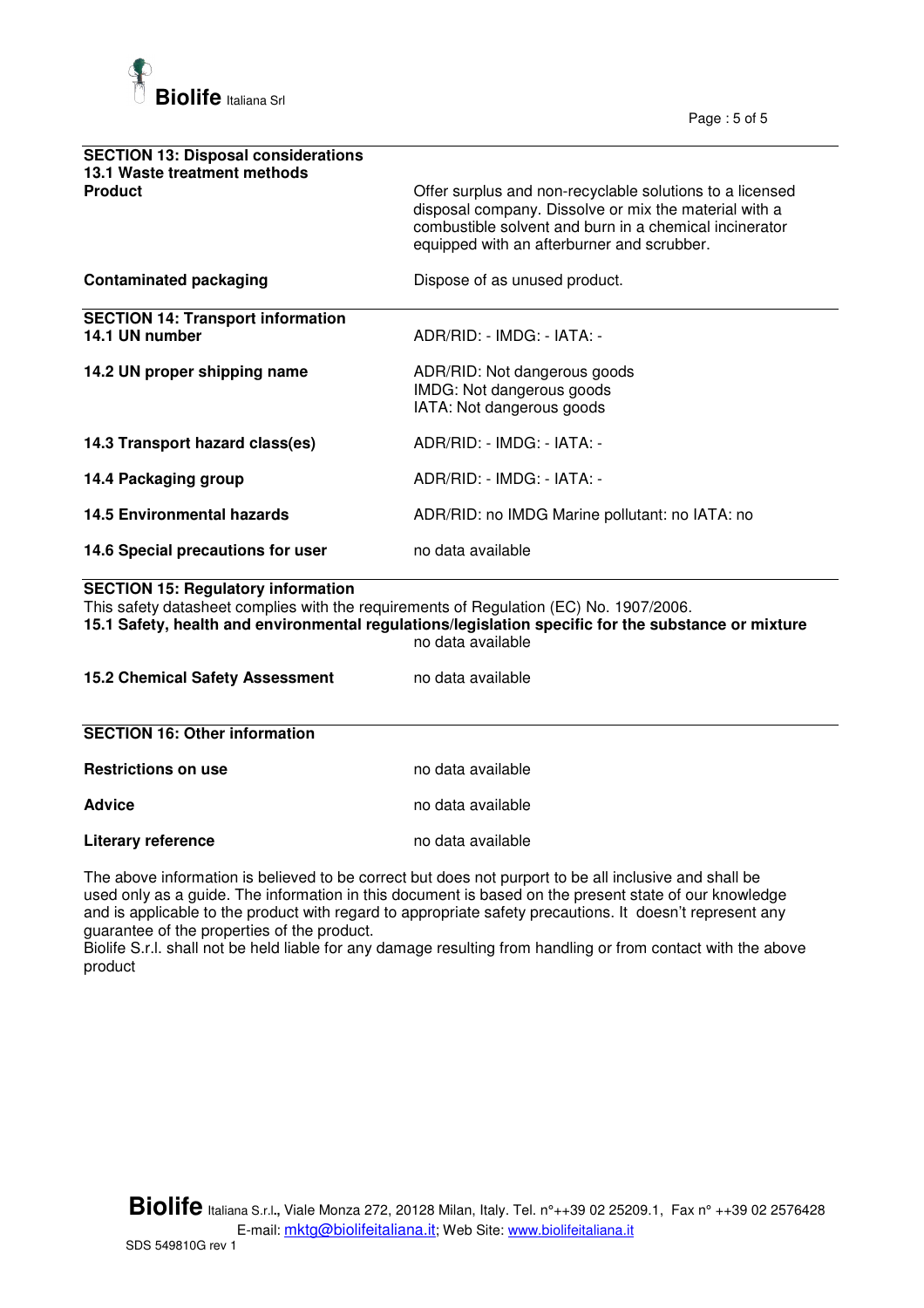## SECTION 13: Disposal considerations

### 13.1 Waste treatment methods

| | |
|---|---|
| **Product** | Offer surplus and non-recyclable solutions to a licensed disposal company. Dissolve or mix the material with a combustible solvent and burn in a chemical incinerator equipped with an afterburner and scrubber. |
| **Contaminated packaging** | Dispose of as unused product. |

## SECTION 14: Transport information

| | |
|---|---|
| **14.1 UN number** | ADR/RID: - IMDG: - IATA: - |
| **14.2 UN proper shipping name** | ADR/RID: Not dangerous goods<br>IMDG: Not dangerous goods<br>IATA: Not dangerous goods |
| **14.3 Transport hazard class(es)** | ADR/RID: - IMDG: - IATA: - |
| **14.4 Packaging group** | ADR/RID: - IMDG: - IATA: - |
| **14.5 Environmental hazards** | ADR/RID: no IMDG Marine pollutant: no IATA: no |
| **14.6 Special precautions for user** | no data available |

## SECTION 15: Regulatory information

This safety datasheet complies with the requirements of Regulation (EC) No. 1907/2006.

**15.1 Safety, health and environmental regulations/legislation specific for the substance or mixture**

no data available

| | |
|---|---|
| **15.2 Chemical Safety Assessment** | no data available |

## SECTION 16: Other information

| | |
|---|---|
| **Restrictions on use** | no data available |
| **Advice** | no data available |
| **Literary reference** | no data available |

The above information is believed to be correct but does not purport to be all inclusive and shall be used only as a guide. The information in this document is based on the present state of our knowledge and is applicable to the product with regard to appropriate safety precautions. It doesn't represent any guarantee of the properties of the product.

Biolife S.r.l. shall not be held liable for any damage resulting from handling or from contact with the above product

**Biolife** Italiana S.r.l., Viale Monza 272, 20128 Milan, Italy. Tel. n°++39 02 25209.1, Fax n° ++39 02 2576428
E-mail: mktg@biolifeitaliana.it; Web Site: www.biolifeitaliana.it

SDS 549810G rev 1